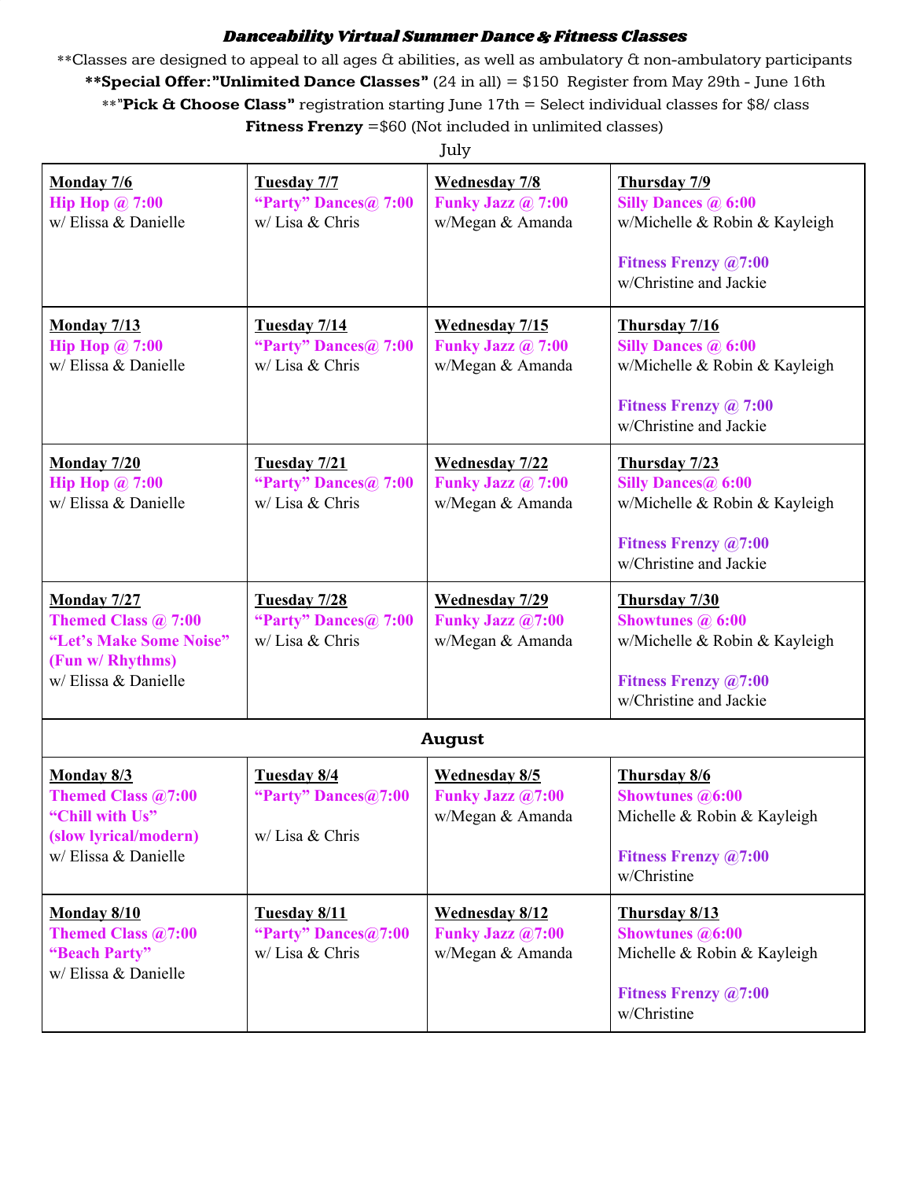# *Danceability Virtual Summer Dance & Fitness Classes*

**Classes are designed to appeal to all ages & abilities, as well as ambulatory & non-ambulatory participants

**Special Offer:"Unlimited Dance Classes"** (24 in all) = $150 Register from May 29th - June 16th

**"**Pick & Choose Class"** registration starting June 17th = Select individual classes for $8/ class

**Fitness Frenzy** =$60 (Not included in unlimited classes)

July

| **Monday** | **Tuesday** | **Wednesday** | **Thursday** |
|---|---|---|---|
| **Monday 7/6**<br>**Hip Hop @ 7:00**<br>w/ Elissa & Danielle | **Tuesday 7/7**<br>**"Party" Dances@ 7:00**<br>w/ Lisa & Chris | **Wednesday 7/8**<br>**Funky Jazz @ 7:00**<br>w/Megan & Amanda | **Thursday 7/9**<br>**Silly Dances @ 6:00**<br>w/Michelle & Robin & Kayleigh<br><br>**Fitness Frenzy @7:00**<br>w/Christine and Jackie |
| **Monday 7/13**<br>**Hip Hop @ 7:00**<br>w/ Elissa & Danielle | **Tuesday 7/14**<br>**"Party" Dances@ 7:00**<br>w/ Lisa & Chris | **Wednesday 7/15**<br>**Funky Jazz @ 7:00**<br>w/Megan & Amanda | **Thursday 7/16**<br>**Silly Dances @ 6:00**<br>w/Michelle & Robin & Kayleigh<br><br>**Fitness Frenzy @ 7:00**<br>w/Christine and Jackie |
| **Monday 7/20**<br>**Hip Hop @ 7:00**<br>w/ Elissa & Danielle | **Tuesday 7/21**<br>**"Party" Dances@ 7:00**<br>w/ Lisa & Chris | **Wednesday 7/22**<br>**Funky Jazz @ 7:00**<br>w/Megan & Amanda | **Thursday 7/23**<br>**Silly Dances@ 6:00**<br>w/Michelle & Robin & Kayleigh<br><br>**Fitness Frenzy @7:00**<br>w/Christine and Jackie |
| **Monday 7/27**<br>**Themed Class @ 7:00**<br>**"Let's Make Some Noise" (Fun w/ Rhythms)**<br>w/ Elissa & Danielle | **Tuesday 7/28**<br>**"Party" Dances@ 7:00**<br>w/ Lisa & Chris | **Wednesday 7/29**<br>**Funky Jazz @7:00**<br>w/Megan & Amanda | **Thursday 7/30**<br>**Showtunes @ 6:00**<br>w/Michelle & Robin & Kayleigh<br><br>**Fitness Frenzy @7:00**<br>w/Christine and Jackie |
| **August** | | | |
| **Monday 8/3**<br>**Themed Class @7:00**<br>**"Chill with Us" (slow lyrical/modern)**<br>w/ Elissa & Danielle | **Tuesday 8/4**<br>**"Party" Dances@7:00**<br><br>w/ Lisa & Chris | **Wednesday 8/5**<br>**Funky Jazz @7:00**<br>w/Megan & Amanda | **Thursday 8/6**<br>**Showtunes @6:00**<br>Michelle & Robin & Kayleigh<br><br>**Fitness Frenzy @7:00**<br>w/Christine |
| **Monday 8/10**<br>**Themed Class @7:00**<br>**"Beach Party"**<br>w/ Elissa & Danielle | **Tuesday 8/11**<br>**"Party" Dances@7:00**<br>w/ Lisa & Chris | **Wednesday 8/12**<br>**Funky Jazz @7:00**<br>w/Megan & Amanda | **Thursday 8/13**<br>**Showtunes @6:00**<br>Michelle & Robin & Kayleigh<br><br>**Fitness Frenzy @7:00**<br>w/Christine |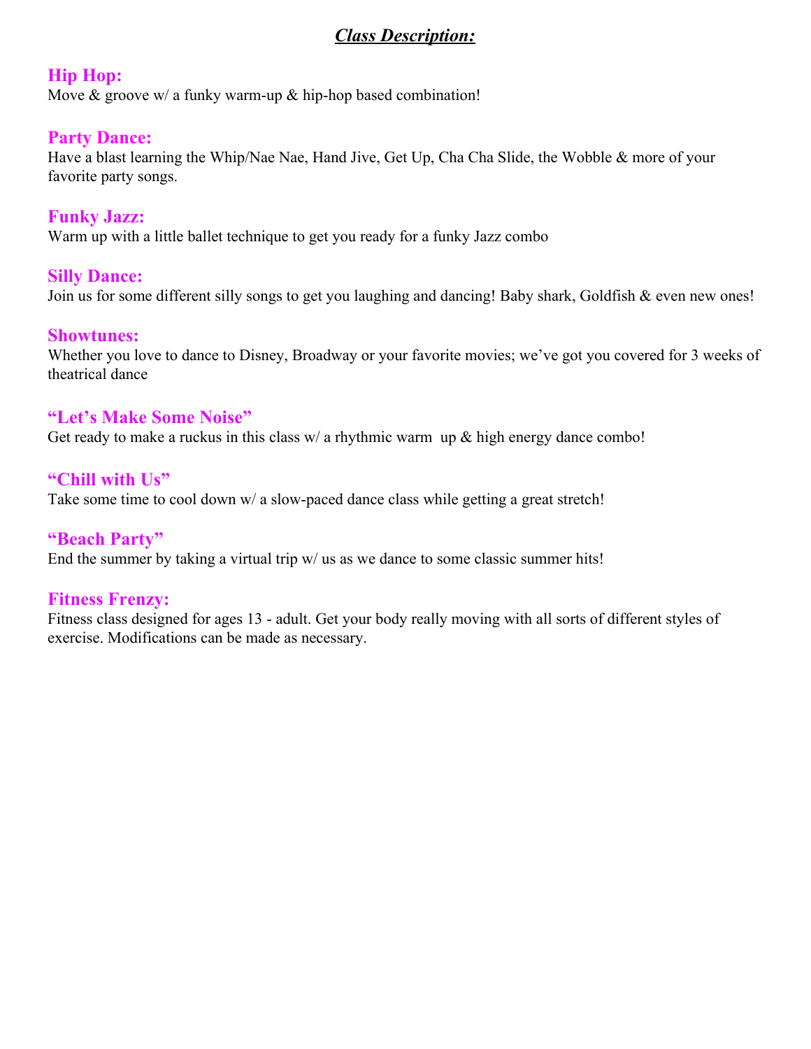## ***Class Description:***

### Hip Hop:

Move & groove w/ a funky warm-up & hip-hop based combination!

### Party Dance:

Have a blast learning the Whip/Nae Nae, Hand Jive, Get Up, Cha Cha Slide, the Wobble & more of your favorite party songs.

### Funky Jazz:

Warm up with a little ballet technique to get you ready for a funky Jazz combo

### Silly Dance:

Join us for some different silly songs to get you laughing and dancing! Baby shark, Goldfish & even new ones!

### Showtunes:

Whether you love to dance to Disney, Broadway or your favorite movies; we've got you covered for 3 weeks of theatrical dance

### "Let's Make Some Noise"

Get ready to make a ruckus in this class w/ a rhythmic warm up & high energy dance combo!

### "Chill with Us"

Take some time to cool down w/ a slow-paced dance class while getting a great stretch!

### "Beach Party"

End the summer by taking a virtual trip w/ us as we dance to some classic summer hits!

### Fitness Frenzy:

Fitness class designed for ages 13 - adult. Get your body really moving with all sorts of different styles of exercise. Modifications can be made as necessary.